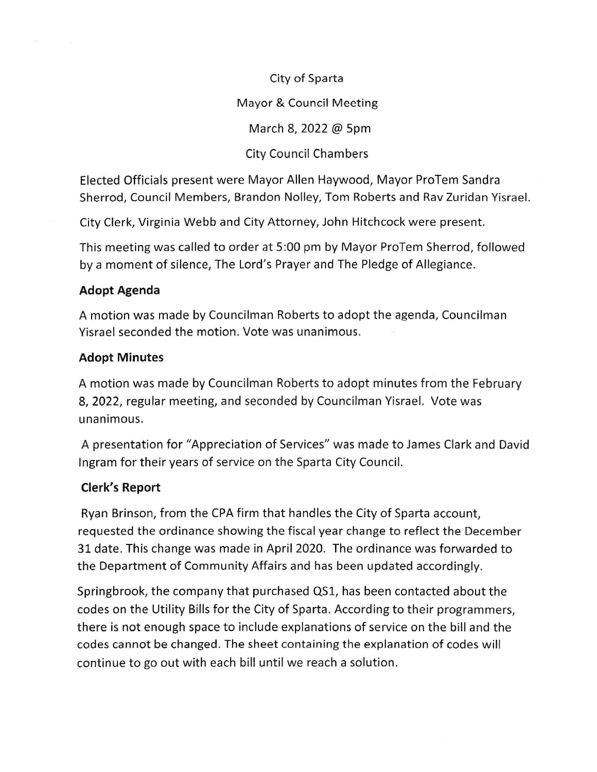City of Sparta

Mayor & Council Meeting

March 8, 2022 @ 5pm

City Council Chambers

Elected Officials present were Mayor Allen Haywood, Mayor ProTem Sandra Sherrod, Council Members, Brandon Nolley, Tom Roberts and Rav Zuridan Yisrael.

City Clerk, Virginia Webb and City Attorney, John Hitchcock were present.

This meeting was called to order at 5:00 pm by Mayor ProTem Sherrod, followed by a moment of silence, The Lord's Prayer and The Pledge of Allegiance.

**Adopt Agenda**

A motion was made by Councilman Roberts to adopt the agenda, Councilman Yisrael seconded the motion. Vote was unanimous.

**Adopt Minutes**

A motion was made by Councilman Roberts to adopt minutes from the February 8, 2022, regular meeting, and seconded by Councilman Yisrael. Vote was unanimous.

A presentation for "Appreciation of Services" was made to James Clark and David Ingram for their years of service on the Sparta City Council.

**Clerk's Report**

Ryan Brinson, from the CPA firm that handles the City of Sparta account, requested the ordinance showing the fiscal year change to reflect the December 31 date. This change was made in April 2020. The ordinance was forwarded to the Department of Community Affairs and has been updated accordingly.

Springbrook, the company that purchased QS1, has been contacted about the codes on the Utility Bills for the City of Sparta. According to their programmers, there is not enough space to include explanations of service on the bill and the codes cannot be changed. The sheet containing the explanation of codes will continue to go out with each bill until we reach a solution.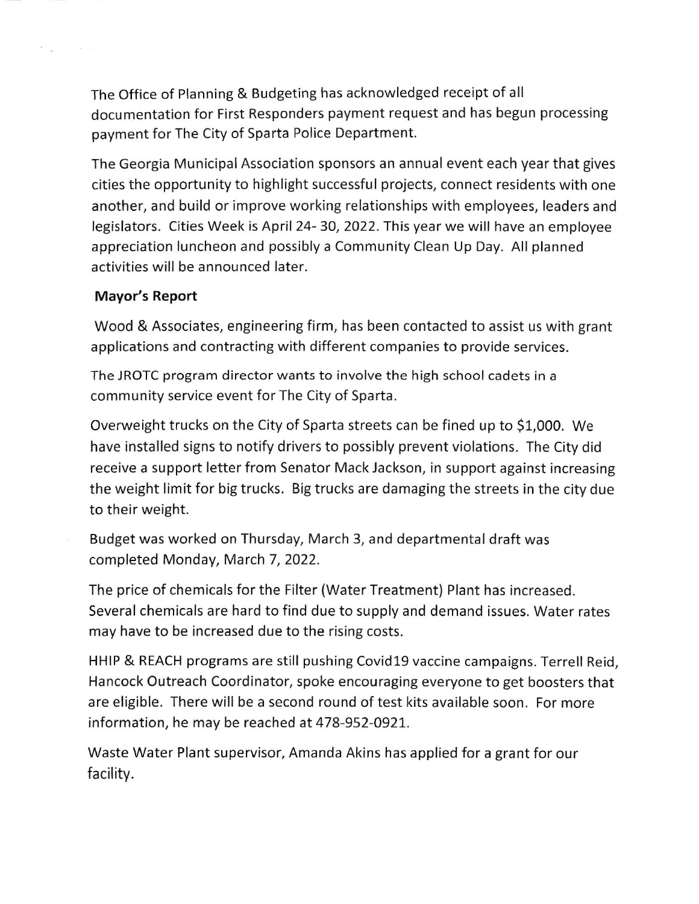The Office of Planning & Budgeting has acknowledged receipt of all documentation for First Responders payment request and has begun processing payment for The City of Sparta Police Department.

The Georgia Municipal Association sponsors an annual event each year that gives cities the opportunity to highlight successful projects, connect residents with one another, and build or improve working relationships with employees, leaders and legislators. Cities Week is April 24- 30, 2022. This year we will have an employee appreciation luncheon and possibly a Community Clean Up Day. All planned activities will be announced later.

**Mayor's Report**

Wood & Associates, engineering firm, has been contacted to assist us with grant applications and contracting with different companies to provide services.

The JROTC program director wants to involve the high school cadets in a community service event for The City of Sparta.

Overweight trucks on the City of Sparta streets can be fined up to $1,000. We have installed signs to notify drivers to possibly prevent violations. The City did receive a support letter from Senator Mack Jackson, in support against increasing the weight limit for big trucks. Big trucks are damaging the streets in the city due to their weight.

Budget was worked on Thursday, March 3, and departmental draft was completed Monday, March 7, 2022.

The price of chemicals for the Filter (Water Treatment) Plant has increased. Several chemicals are hard to find due to supply and demand issues. Water rates may have to be increased due to the rising costs.

HHIP & REACH programs are still pushing Covid19 vaccine campaigns. Terrell Reid, Hancock Outreach Coordinator, spoke encouraging everyone to get boosters that are eligible. There will be a second round of test kits available soon. For more information, he may be reached at 478-952-0921.

Waste Water Plant supervisor, Amanda Akins has applied for a grant for our facility.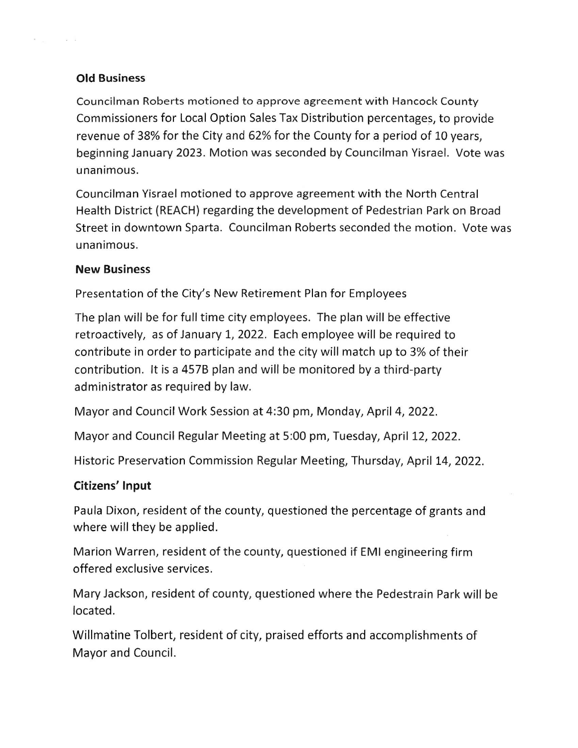**Old Business**

Councilman Roberts motioned to approve agreement with Hancock County Commissioners for Local Option Sales Tax Distribution percentages, to provide revenue of 38% for the City and 62% for the County for a period of 10 years, beginning January 2023. Motion was seconded by Councilman Yisrael. Vote was unanimous.

Councilman Yisrael motioned to approve agreement with the North Central Health District (REACH) regarding the development of Pedestrian Park on Broad Street in downtown Sparta. Councilman Roberts seconded the motion. Vote was unanimous.

**New Business**

Presentation of the City's New Retirement Plan for Employees

The plan will be for full time city employees. The plan will be effective retroactively, as of January 1, 2022. Each employee will be required to contribute in order to participate and the city will match up to 3% of their contribution. It is a 457B plan and will be monitored by a third-party administrator as required by law.

Mayor and Council Work Session at 4:30 pm, Monday, April 4, 2022.

Mayor and Council Regular Meeting at 5:00 pm, Tuesday, April 12, 2022.

Historic Preservation Commission Regular Meeting, Thursday, April 14, 2022.

**Citizens' Input**

Paula Dixon, resident of the county, questioned the percentage of grants and where will they be applied.

Marion Warren, resident of the county, questioned if EMI engineering firm offered exclusive services.

Mary Jackson, resident of county, questioned where the Pedestrain Park will be located.

Willmatine Tolbert, resident of city, praised efforts and accomplishments of Mayor and Council.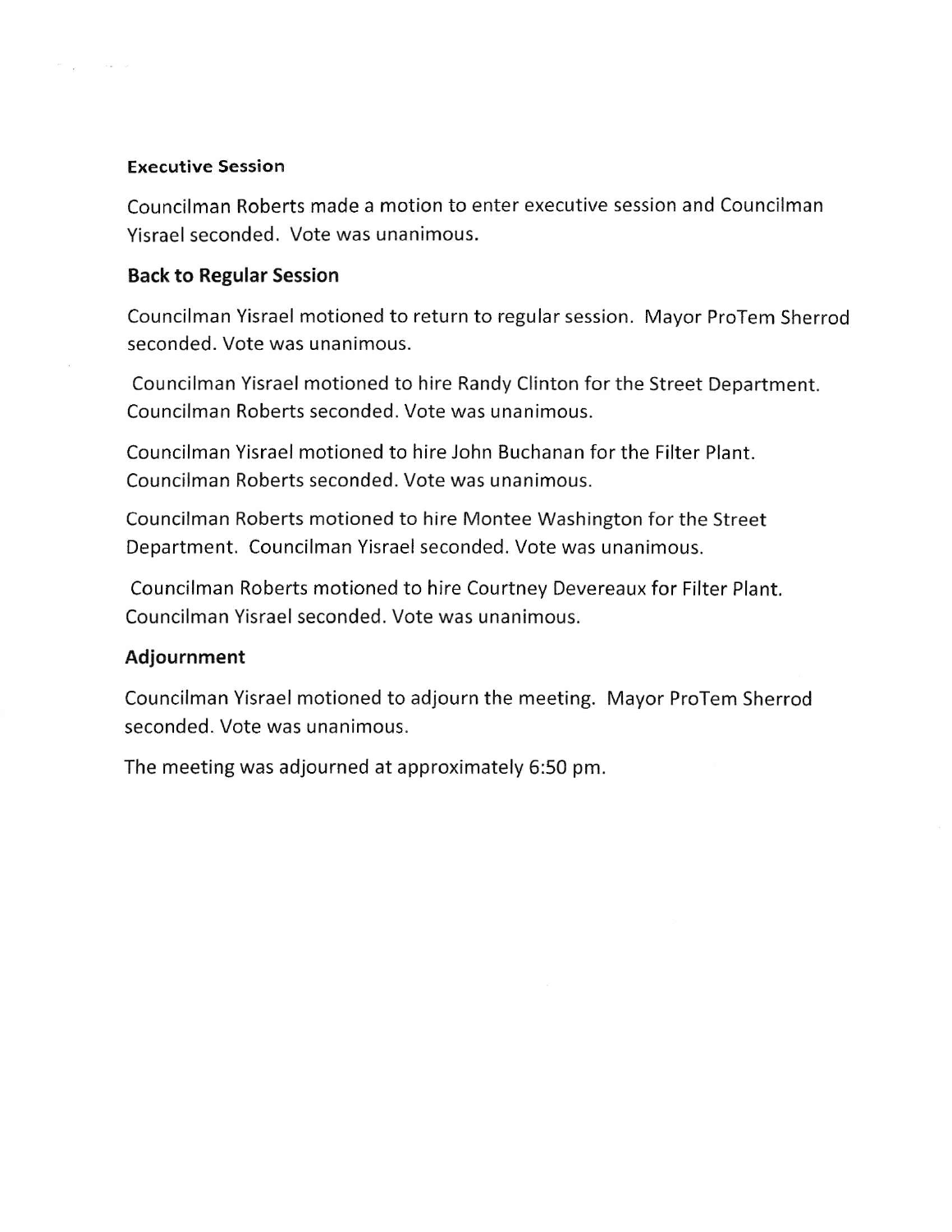### Executive Session

Councilman Roberts made a motion to enter executive session and Councilman Yisrael seconded. Vote was unanimous.

### Back to Regular Session

Councilman Yisrael motioned to return to regular session. Mayor ProTem Sherrod seconded. Vote was unanimous.

Councilman Yisrael motioned to hire Randy Clinton for the Street Department. Councilman Roberts seconded. Vote was unanimous.

Councilman Yisrael motioned to hire John Buchanan for the Filter Plant. Councilman Roberts seconded. Vote was unanimous.

Councilman Roberts motioned to hire Montee Washington for the Street Department. Councilman Yisrael seconded. Vote was unanimous.

Councilman Roberts motioned to hire Courtney Devereaux for Filter Plant. Councilman Yisrael seconded. Vote was unanimous.

### Adjournment

Councilman Yisrael motioned to adjourn the meeting. Mayor ProTem Sherrod seconded. Vote was unanimous.

The meeting was adjourned at approximately 6:50 pm.